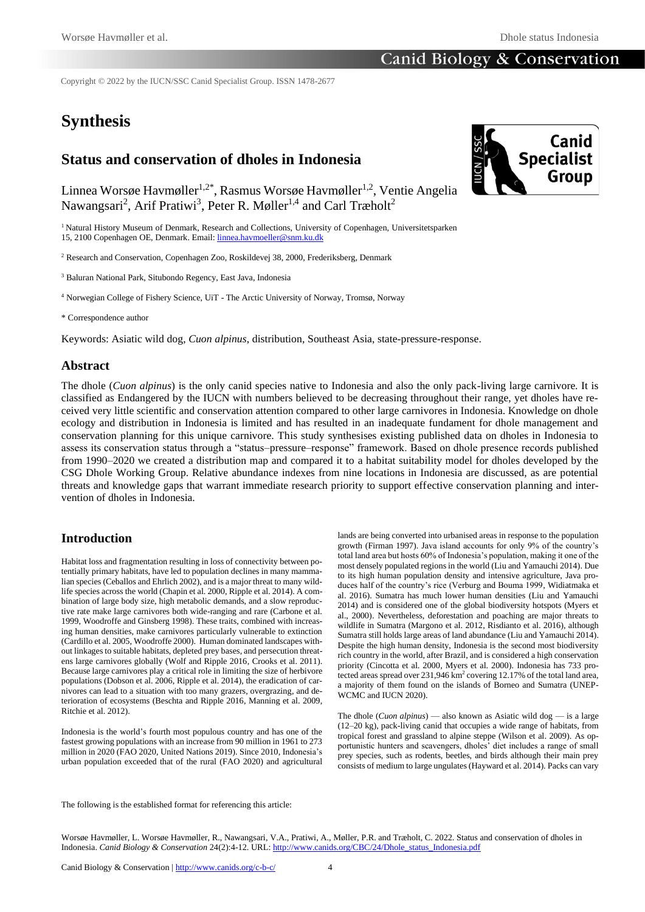Copyright © 2022 by the IUCN/SSC Canid Specialist Group. ISSN 1478-2677

# Synthesis

## Status and conservation of dholes in Indonesia

Linnea Worsøe Havmøller[1,2*], Rasmus Worsøe Havmøller[1,2], Ventie Angelia Nawangsari[2], Arif Pratiwi[3], Peter R. Møller[1,4] and Carl Træholt[2]

[1] Natural History Museum of Denmark, Research and Collections, University of Copenhagen, Universitetsparken 15, 2100 Copenhagen OE, Denmark. Email: linnea.havmoeller@snm.ku.dk

[2] Research and Conservation, Copenhagen Zoo, Roskildevej 38, 2000, Frederiksberg, Denmark

[3] Baluran National Park, Situbondo Regency, East Java, Indonesia

[4] Norwegian College of Fishery Science, UiT - The Arctic University of Norway, Tromsø, Norway

\* Correspondence author

Keywords: Asiatic wild dog, *Cuon alpinus*, distribution, Southeast Asia, state-pressure-response.

## Abstract

The dhole (*Cuon alpinus*) is the only canid species native to Indonesia and also the only pack-living large carnivore. It is classified as Endangered by the IUCN with numbers believed to be decreasing throughout their range, yet dholes have received very little scientific and conservation attention compared to other large carnivores in Indonesia. Knowledge on dhole ecology and distribution in Indonesia is limited and has resulted in an inadequate fundament for dhole management and conservation planning for this unique carnivore. This study synthesises existing published data on dholes in Indonesia to assess its conservation status through a "status–pressure–response" framework. Based on dhole presence records published from 1990–2020 we created a distribution map and compared it to a habitat suitability model for dholes developed by the CSG Dhole Working Group. Relative abundance indexes from nine locations in Indonesia are discussed, as are potential threats and knowledge gaps that warrant immediate research priority to support effective conservation planning and intervention of dholes in Indonesia.

## Introduction

Habitat loss and fragmentation resulting in loss of connectivity between potentially primary habitats, have led to population declines in many mammalian species (Ceballos and Ehrlich 2002), and is a major threat to many wildlife species across the world (Chapin et al. 2000, Ripple et al. 2014). A combination of large body size, high metabolic demands, and a slow reproductive rate make large carnivores both wide-ranging and rare (Carbone et al. 1999, Woodroffe and Ginsberg 1998). These traits, combined with increasing human densities, make carnivores particularly vulnerable to extinction (Cardillo et al. 2005, Woodroffe 2000). Human dominated landscapes without linkages to suitable habitats, depleted prey bases, and persecution threatens large carnivores globally (Wolf and Ripple 2016, Crooks et al. 2011). Because large carnivores play a critical role in limiting the size of herbivore populations (Dobson et al. 2006, Ripple et al. 2014), the eradication of carnivores can lead to a situation with too many grazers, overgrazing, and deterioration of ecosystems (Beschta and Ripple 2016, Manning et al. 2009, Ritchie et al. 2012).

Indonesia is the world's fourth most populous country and has one of the fastest growing populations with an increase from 90 million in 1961 to 273 million in 2020 (FAO 2020, United Nations 2019). Since 2010, Indonesia's urban population exceeded that of the rural (FAO 2020) and agricultural lands are being converted into urbanised areas in response to the population growth (Firman 1997). Java island accounts for only 9% of the country's total land area but hosts 60% of Indonesia's population, making it one of the most densely populated regions in the world (Liu and Yamauchi 2014). Due to its high human population density and intensive agriculture, Java produces half of the country's rice (Verburg and Bouma 1999, Widiatmaka et al. 2016). Sumatra has much lower human densities (Liu and Yamauchi 2014) and is considered one of the global biodiversity hotspots (Myers et al., 2000). Nevertheless, deforestation and poaching are major threats to wildlife in Sumatra (Margono et al. 2012, Risdianto et al. 2016), although Sumatra still holds large areas of land abundance (Liu and Yamauchi 2014). Despite the high human density, Indonesia is the second most biodiversity rich country in the world, after Brazil, and is considered a high conservation priority (Cincotta et al. 2000, Myers et al. 2000). Indonesia has 733 protected areas spread over 231,946 km$^2$ covering 12.17% of the total land area, a majority of them found on the islands of Borneo and Sumatra (UNEP-WCMC and IUCN 2020).

The dhole (*Cuon alpinus*) — also known as Asiatic wild dog — is a large (12–20 kg), pack-living canid that occupies a wide range of habitats, from tropical forest and grassland to alpine steppe (Wilson et al. 2009). As opportunistic hunters and scavengers, dholes' diet includes a range of small prey species, such as rodents, beetles, and birds although their main prey consists of medium to large ungulates (Hayward et al. 2014). Packs can vary

The following is the established format for referencing this article:

Worsøe Havmøller, L. Worsøe Havmøller, R., Nawangsari, V.A., Pratiwi, A., Møller, P.R. and Træholt, C. 2022. Status and conservation of dholes in Indonesia. *Canid Biology & Conservation* 24(2):4-12. URL: http://www.canids.org/CBC/24/Dhole_status_Indonesia.pdf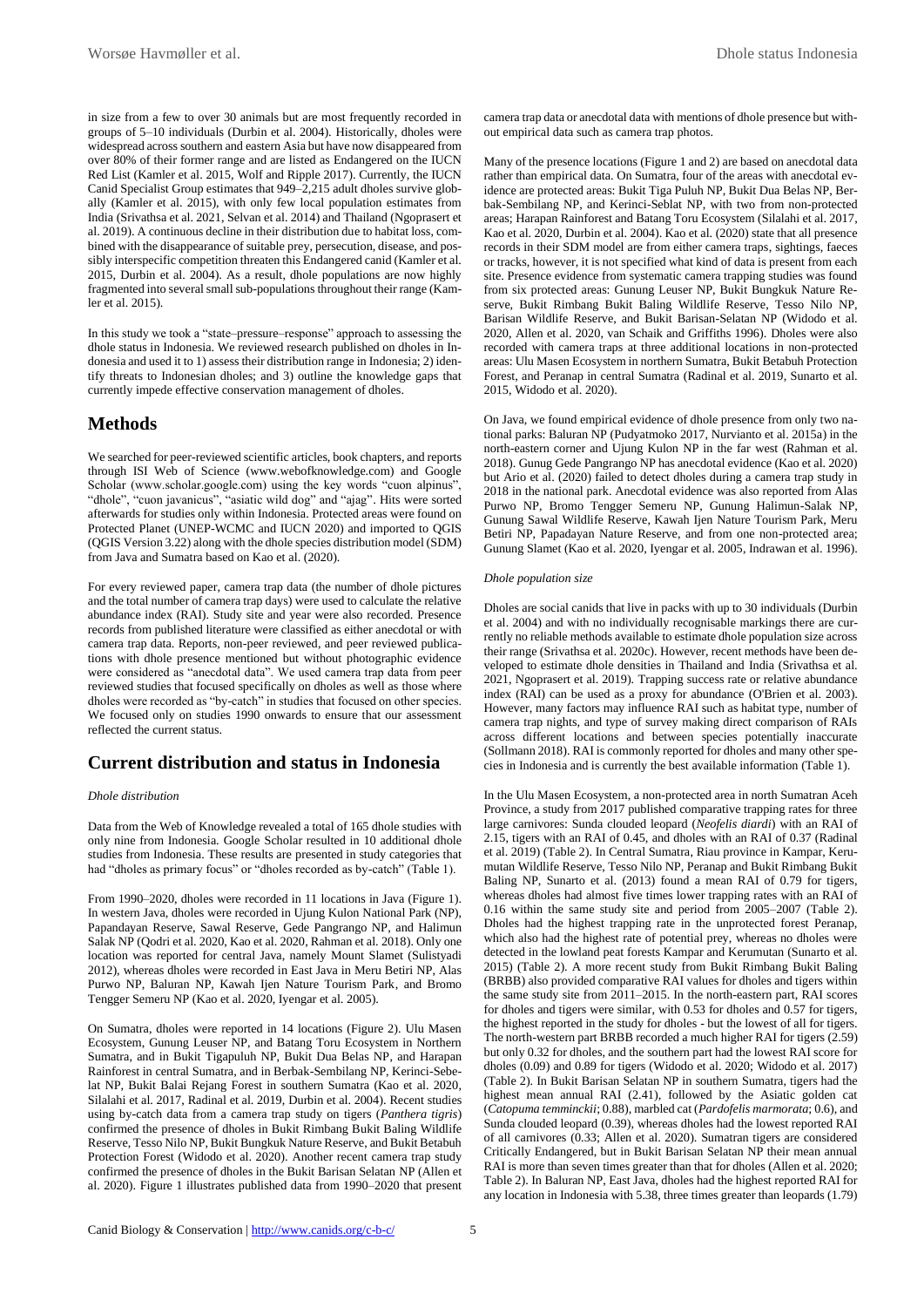in size from a few to over 30 animals but are most frequently recorded in groups of 5–10 individuals (Durbin et al. 2004). Historically, dholes were widespread across southern and eastern Asia but have now disappeared from over 80% of their former range and are listed as Endangered on the IUCN Red List (Kamler et al. 2015, Wolf and Ripple 2017). Currently, the IUCN Canid Specialist Group estimates that 949–2,215 adult dholes survive globally (Kamler et al. 2015), with only few local population estimates from India (Srivathsa et al. 2021, Selvan et al. 2014) and Thailand (Ngoprasert et al. 2019). A continuous decline in their distribution due to habitat loss, combined with the disappearance of suitable prey, persecution, disease, and possibly interspecific competition threaten this Endangered canid (Kamler et al. 2015, Durbin et al. 2004). As a result, dhole populations are now highly fragmented into several small sub-populations throughout their range (Kamler et al. 2015).

In this study we took a "state–pressure–response" approach to assessing the dhole status in Indonesia. We reviewed research published on dholes in Indonesia and used it to 1) assess their distribution range in Indonesia; 2) identify threats to Indonesian dholes; and 3) outline the knowledge gaps that currently impede effective conservation management of dholes.

## Methods

We searched for peer-reviewed scientific articles, book chapters, and reports through ISI Web of Science (www.webofknowledge.com) and Google Scholar (www.scholar.google.com) using the key words "cuon alpinus", "dhole", "cuon javanicus", "asiatic wild dog" and "ajag". Hits were sorted afterwards for studies only within Indonesia. Protected areas were found on Protected Planet (UNEP-WCMC and IUCN 2020) and imported to QGIS (QGIS Version 3.22) along with the dhole species distribution model (SDM) from Java and Sumatra based on Kao et al. (2020).

For every reviewed paper, camera trap data (the number of dhole pictures and the total number of camera trap days) were used to calculate the relative abundance index (RAI). Study site and year were also recorded. Presence records from published literature were classified as either anecdotal or with camera trap data. Reports, non-peer reviewed, and peer reviewed publications with dhole presence mentioned but without photographic evidence were considered as "anecdotal data". We used camera trap data from peer reviewed studies that focused specifically on dholes as well as those where dholes were recorded as "by-catch" in studies that focused on other species. We focused only on studies 1990 onwards to ensure that our assessment reflected the current status.

## Current distribution and status in Indonesia

*Dhole distribution*

Data from the Web of Knowledge revealed a total of 165 dhole studies with only nine from Indonesia. Google Scholar resulted in 10 additional dhole studies from Indonesia. These results are presented in study categories that had "dholes as primary focus" or "dholes recorded as by-catch" (Table 1).

From 1990–2020, dholes were recorded in 11 locations in Java (Figure 1). In western Java, dholes were recorded in Ujung Kulon National Park (NP), Papandayan Reserve, Sawal Reserve, Gede Pangrango NP, and Halimun Salak NP (Qodri et al. 2020, Kao et al. 2020, Rahman et al. 2018). Only one location was reported for central Java, namely Mount Slamet (Sulistyadi 2012), whereas dholes were recorded in East Java in Meru Betiri NP, Alas Purwo NP, Baluran NP, Kawah Ijen Nature Tourism Park, and Bromo Tengger Semeru NP (Kao et al. 2020, Iyengar et al. 2005).

On Sumatra, dholes were reported in 14 locations (Figure 2). Ulu Masen Ecosystem, Gunung Leuser NP, and Batang Toru Ecosystem in Northern Sumatra, and in Bukit Tigapuluh NP, Bukit Dua Belas NP, and Harapan Rainforest in central Sumatra, and in Berbak-Sembilang NP, Kerinci-Sebelat NP, Bukit Balai Rejang Forest in southern Sumatra (Kao et al. 2020, Silalahi et al. 2017, Radinal et al. 2019, Durbin et al. 2004). Recent studies using by-catch data from a camera trap study on tigers (*Panthera tigris*) confirmed the presence of dholes in Bukit Rimbang Bukit Baling Wildlife Reserve, Tesso Nilo NP, Bukit Bungkuk Nature Reserve, and Bukit Betabuh Protection Forest (Widodo et al. 2020). Another recent camera trap study confirmed the presence of dholes in the Bukit Barisan Selatan NP (Allen et al. 2020). Figure 1 illustrates published data from 1990–2020 that present camera trap data or anecdotal data with mentions of dhole presence but without empirical data such as camera trap photos.

Many of the presence locations (Figure 1 and 2) are based on anecdotal data rather than empirical data. On Sumatra, four of the areas with anecdotal evidence are protected areas: Bukit Tiga Puluh NP, Bukit Dua Belas NP, Berbak-Sembilang NP, and Kerinci-Seblat NP, with two from non-protected areas; Harapan Rainforest and Batang Toru Ecosystem (Silalahi et al. 2017, Kao et al. 2020, Durbin et al. 2004). Kao et al. (2020) state that all presence records in their SDM model are from either camera traps, sightings, faeces or tracks, however, it is not specified what kind of data is present from each site. Presence evidence from systematic camera trapping studies was found from six protected areas: Gunung Leuser NP, Bukit Bungkuk Nature Reserve, Bukit Rimbang Bukit Baling Wildlife Reserve, Tesso Nilo NP, Barisan Wildlife Reserve, and Bukit Barisan-Selatan NP (Widodo et al. 2020, Allen et al. 2020, van Schaik and Griffiths 1996). Dholes were also recorded with camera traps at three additional locations in non-protected areas: Ulu Masen Ecosystem in northern Sumatra, Bukit Betabuh Protection Forest, and Peranap in central Sumatra (Radinal et al. 2019, Sunarto et al. 2015, Widodo et al. 2020).

On Java, we found empirical evidence of dhole presence from only two national parks: Baluran NP (Pudyatmoko 2017, Nurvianto et al. 2015a) in the north-eastern corner and Ujung Kulon NP in the far west (Rahman et al. 2018). Gunug Gede Pangrango NP has anecdotal evidence (Kao et al. 2020) but Ario et al. (2020) failed to detect dholes during a camera trap study in 2018 in the national park. Anecdotal evidence was also reported from Alas Purwo NP, Bromo Tengger Semeru NP, Gunung Halimun-Salak NP, Gunung Sawal Wildlife Reserve, Kawah Ijen Nature Tourism Park, Meru Betiri NP, Papadayan Nature Reserve, and from one non-protected area; Gunung Slamet (Kao et al. 2020, Iyengar et al. 2005, Indrawan et al. 1996).

*Dhole population size*

Dholes are social canids that live in packs with up to 30 individuals (Durbin et al. 2004) and with no individually recognisable markings there are currently no reliable methods available to estimate dhole population size across their range (Srivathsa et al. 2020c). However, recent methods have been developed to estimate dhole densities in Thailand and India (Srivathsa et al. 2021, Ngoprasert et al. 2019). Trapping success rate or relative abundance index (RAI) can be used as a proxy for abundance (O'Brien et al. 2003). However, many factors may influence RAI such as habitat type, number of camera trap nights, and type of survey making direct comparison of RAIs across different locations and between species potentially inaccurate (Sollmann 2018). RAI is commonly reported for dholes and many other species in Indonesia and is currently the best available information (Table 1).

In the Ulu Masen Ecosystem, a non-protected area in north Sumatran Aceh Province, a study from 2017 published comparative trapping rates for three large carnivores: Sunda clouded leopard (*Neofelis diardi*) with an RAI of 2.15, tigers with an RAI of 0.45, and dholes with an RAI of 0.37 (Radinal et al. 2019) (Table 2). In Central Sumatra, Riau province in Kampar, Kerumutan Wildlife Reserve, Tesso Nilo NP, Peranap and Bukit Rimbang Bukit Baling NP, Sunarto et al. (2013) found a mean RAI of 0.79 for tigers, whereas dholes had almost five times lower trapping rates with an RAI of 0.16 within the same study site and period from 2005–2007 (Table 2). Dholes had the highest trapping rate in the unprotected forest Peranap, which also had the highest rate of potential prey, whereas no dholes were detected in the lowland peat forests Kampar and Kerumutan (Sunarto et al. 2015) (Table 2). A more recent study from Bukit Rimbang Bukit Baling (BRBB) also provided comparative RAI values for dholes and tigers within the same study site from 2011–2015. In the north-eastern part, RAI scores for dholes and tigers were similar, with 0.53 for dholes and 0.57 for tigers, the highest reported in the study for dholes - but the lowest of all for tigers. The north-western part BRBB recorded a much higher RAI for tigers (2.59) but only 0.32 for dholes, and the southern part had the lowest RAI score for dholes (0.09) and 0.89 for tigers (Widodo et al. 2020; Widodo et al. 2017) (Table 2). In Bukit Barisan Selatan NP in southern Sumatra, tigers had the highest mean annual RAI (2.41), followed by the Asiatic golden cat (*Catopuma temminckii*; 0.88), marbled cat (*Pardofelis marmorata*; 0.6), and Sunda clouded leopard (0.39), whereas dholes had the lowest reported RAI of all carnivores (0.33; Allen et al. 2020). Sumatran tigers are considered Critically Endangered, but in Bukit Barisan Selatan NP their mean annual RAI is more than seven times greater than that for dholes (Allen et al. 2020; Table 2). In Baluran NP, East Java, dholes had the highest reported RAI for any location in Indonesia with 5.38, three times greater than leopards (1.79)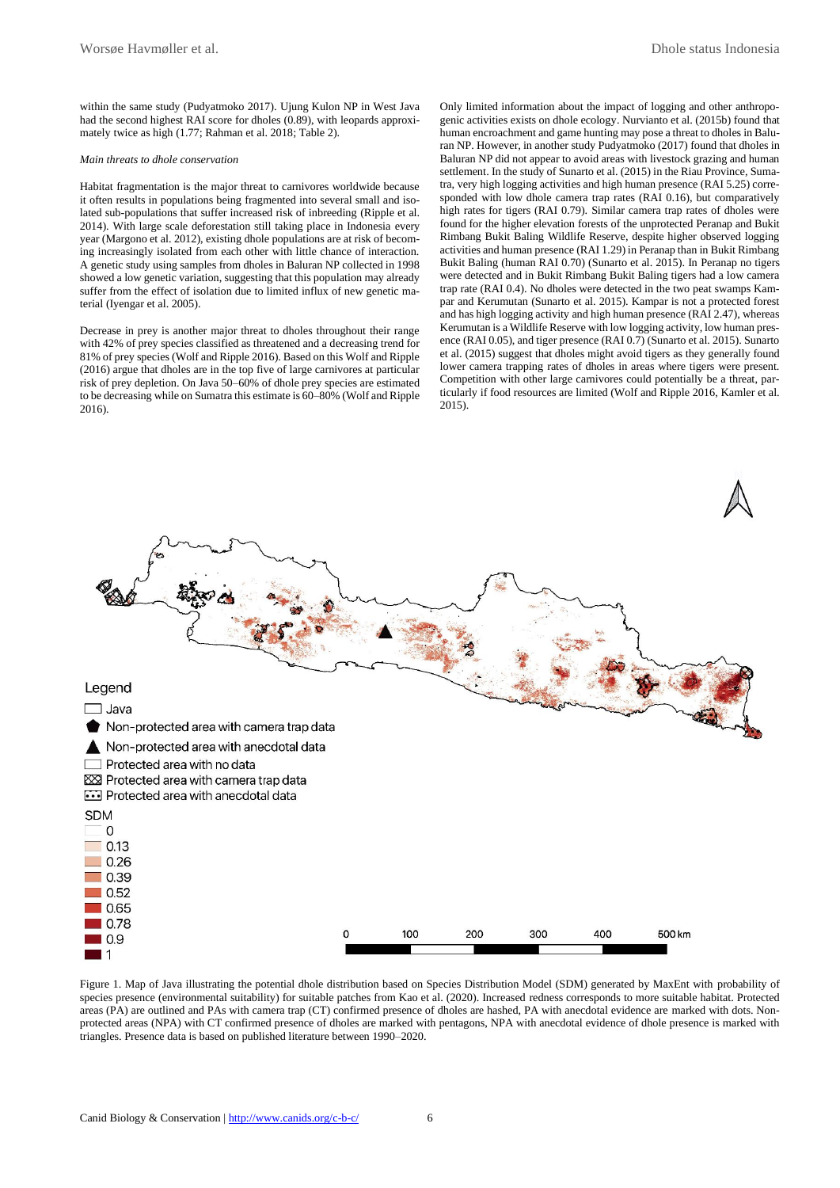within the same study (Pudyatmoko 2017). Ujung Kulon NP in West Java had the second highest RAI score for dholes (0.89), with leopards approximately twice as high (1.77; Rahman et al. 2018; Table 2).

*Main threats to dhole conservation*

Habitat fragmentation is the major threat to carnivores worldwide because it often results in populations being fragmented into several small and isolated sub-populations that suffer increased risk of inbreeding (Ripple et al. 2014). With large scale deforestation still taking place in Indonesia every year (Margono et al. 2012), existing dhole populations are at risk of becoming increasingly isolated from each other with little chance of interaction. A genetic study using samples from dholes in Baluran NP collected in 1998 showed a low genetic variation, suggesting that this population may already suffer from the effect of isolation due to limited influx of new genetic material (Iyengar et al. 2005).

Decrease in prey is another major threat to dholes throughout their range with 42% of prey species classified as threatened and a decreasing trend for 81% of prey species (Wolf and Ripple 2016). Based on this Wolf and Ripple (2016) argue that dholes are in the top five of large carnivores at particular risk of prey depletion. On Java 50–60% of dhole prey species are estimated to be decreasing while on Sumatra this estimate is 60–80% (Wolf and Ripple 2016).

Only limited information about the impact of logging and other anthropogenic activities exists on dhole ecology. Nurvianto et al. (2015b) found that human encroachment and game hunting may pose a threat to dholes in Baluran NP. However, in another study Pudyatmoko (2017) found that dholes in Baluran NP did not appear to avoid areas with livestock grazing and human settlement. In the study of Sunarto et al. (2015) in the Riau Province, Sumatra, very high logging activities and high human presence (RAI 5.25) corresponded with low dhole camera trap rates (RAI 0.16), but comparatively high rates for tigers (RAI 0.79). Similar camera trap rates of dholes were found for the higher elevation forests of the unprotected Peranap and Bukit Rimbang Bukit Baling Wildlife Reserve, despite higher observed logging activities and human presence (RAI 1.29) in Peranap than in Bukit Rimbang Bukit Baling (human RAI 0.70) (Sunarto et al. 2015). In Peranap no tigers were detected and in Bukit Rimbang Bukit Baling tigers had a low camera trap rate (RAI 0.4). No dholes were detected in the two peat swamps Kampar and Kerumutan (Sunarto et al. 2015). Kampar is not a protected forest and has high logging activity and high human presence (RAI 2.47), whereas Kerumutan is a Wildlife Reserve with low logging activity, low human presence (RAI 0.05), and tiger presence (RAI 0.7) (Sunarto et al. 2015). Sunarto et al. (2015) suggest that dholes might avoid tigers as they generally found lower camera trapping rates of dholes in areas where tigers were present. Competition with other large carnivores could potentially be a threat, particularly if food resources are limited (Wolf and Ripple 2016, Kamler et al. 2015).

Figure 1. Map of Java illustrating the potential dhole distribution based on Species Distribution Model (SDM) generated by MaxEnt with probability of species presence (environmental suitability) for suitable patches from Kao et al. (2020). Increased redness corresponds to more suitable habitat. Protected areas (PA) are outlined and PAs with camera trap (CT) confirmed presence of dholes are hashed, PA with anecdotal evidence are marked with dots. Non-protected areas (NPA) with CT confirmed presence of dholes are marked with pentagons, NPA with anecdotal evidence of dhole presence is marked with triangles. Presence data is based on published literature between 1990–2020.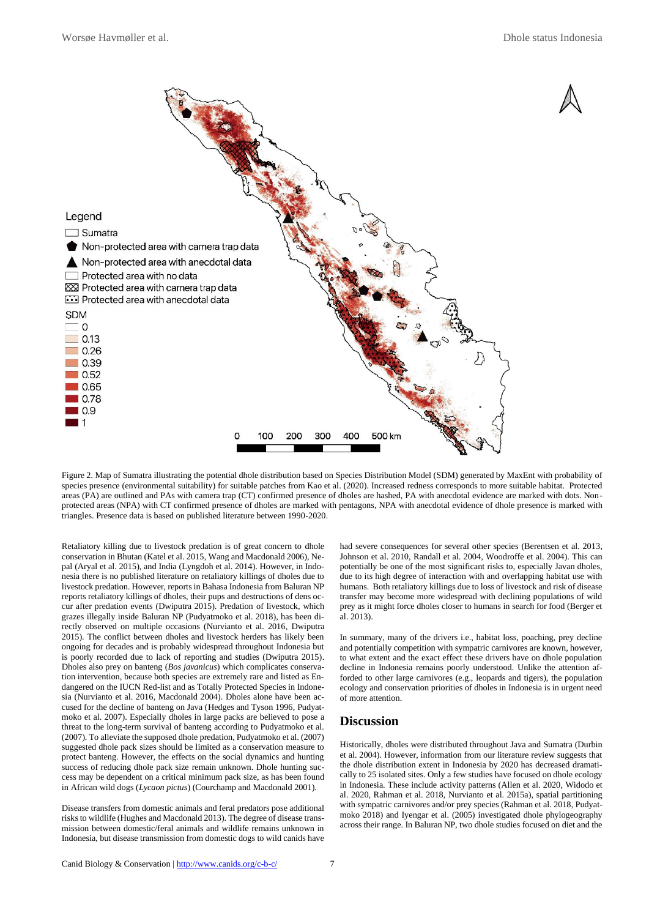Legend

Sumatra

Non-protected area with camera trap data

Non-protected area with anecdotal data

Protected area with no data

Protected area with camera trap data

Protected area with anecdotal data

SDM

0
0.13
0.26
0.39
0.52
0.65
0.78
0.9
1

0 100 200 300 400 500 km

Figure 2. Map of Sumatra illustrating the potential dhole distribution based on Species Distribution Model (SDM) generated by MaxEnt with probability of species presence (environmental suitability) for suitable patches from Kao et al. (2020). Increased redness corresponds to more suitable habitat. Protected areas (PA) are outlined and PAs with camera trap (CT) confirmed presence of dholes are hashed, PA with anecdotal evidence are marked with dots. Non-protected areas (NPA) with CT confirmed presence of dholes are marked with pentagons, NPA with anecdotal evidence of dhole presence is marked with triangles. Presence data is based on published literature between 1990-2020.

Retaliatory killing due to livestock predation is of great concern to dhole conservation in Bhutan (Katel et al. 2015, Wang and Macdonald 2006), Nepal (Aryal et al. 2015), and India (Lyngdoh et al. 2014). However, in Indonesia there is no published literature on retaliatory killings of dholes due to livestock predation. However, reports in Bahasa Indonesia from Baluran NP reports retaliatory killings of dholes, their pups and destructions of dens occur after predation events (Dwiputra 2015). Predation of livestock, which grazes illegally inside Baluran NP (Pudyatmoko et al. 2018), has been directly observed on multiple occasions (Nurvianto et al. 2016, Dwiputra 2015). The conflict between dholes and livestock herders has likely been ongoing for decades and is probably widespread throughout Indonesia but is poorly recorded due to lack of reporting and studies (Dwiputra 2015). Dholes also prey on banteng (*Bos javanicus*) which complicates conservation intervention, because both species are extremely rare and listed as Endangered on the IUCN Red-list and as Totally Protected Species in Indonesia (Nurvianto et al. 2016, Macdonald 2004). Dholes alone have been accused for the decline of banteng on Java (Hedges and Tyson 1996, Pudyatmoko et al. 2007). Especially dholes in large packs are believed to pose a threat to the long-term survival of banteng according to Pudyatmoko et al. (2007). To alleviate the supposed dhole predation, Pudyatmoko et al. (2007) suggested dhole pack sizes should be limited as a conservation measure to protect banteng. However, the effects on the social dynamics and hunting success of reducing dhole pack size remain unknown. Dhole hunting success may be dependent on a critical minimum pack size, as has been found in African wild dogs (*Lycaon pictus*) (Courchamp and Macdonald 2001).

Disease transfers from domestic animals and feral predators pose additional risks to wildlife (Hughes and Macdonald 2013). The degree of disease transmission between domestic/feral animals and wildlife remains unknown in Indonesia, but disease transmission from domestic dogs to wild canids have had severe consequences for several other species (Berentsen et al. 2013, Johnson et al. 2010, Randall et al. 2004, Woodroffe et al. 2004). This can potentially be one of the most significant risks to, especially Javan dholes, due to its high degree of interaction with and overlapping habitat use with humans. Both retaliatory killings due to loss of livestock and risk of disease transfer may become more widespread with declining populations of wild prey as it might force dholes closer to humans in search for food (Berger et al. 2013).

In summary, many of the drivers i.e., habitat loss, poaching, prey decline and potentially competition with sympatric carnivores are known, however, to what extent and the exact effect these drivers have on dhole population decline in Indonesia remains poorly understood. Unlike the attention afforded to other large carnivores (e.g., leopards and tigers), the population ecology and conservation priorities of dholes in Indonesia is in urgent need of more attention.

## Discussion

Historically, dholes were distributed throughout Java and Sumatra (Durbin et al. 2004). However, information from our literature review suggests that the dhole distribution extent in Indonesia by 2020 has decreased dramatically to 25 isolated sites. Only a few studies have focused on dhole ecology in Indonesia. These include activity patterns (Allen et al. 2020, Widodo et al. 2020, Rahman et al. 2018, Nurvianto et al. 2015a), spatial partitioning with sympatric carnivores and/or prey species (Rahman et al. 2018, Pudyatmoko 2018) and Iyengar et al. (2005) investigated dhole phylogeography across their range. In Baluran NP, two dhole studies focused on diet and the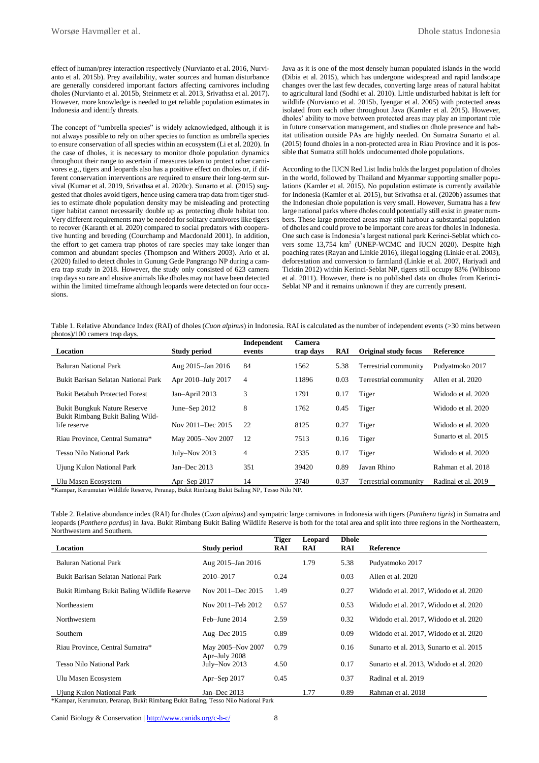effect of human/prey interaction respectively (Nurvianto et al. 2016, Nurvianto et al. 2015b). Prey availability, water sources and human disturbance are generally considered important factors affecting carnivores including dholes (Nurvianto et al. 2015b, Steinmetz et al. 2013, Srivathsa et al. 2017). However, more knowledge is needed to get reliable population estimates in Indonesia and identify threats.

The concept of "umbrella species" is widely acknowledged, although it is not always possible to rely on other species to function as umbrella species to ensure conservation of all species within an ecosystem (Li et al. 2020). In the case of dholes, it is necessary to monitor dhole population dynamics throughout their range to ascertain if measures taken to protect other carnivores e.g., tigers and leopards also has a positive effect on dholes or, if different conservation interventions are required to ensure their long-term survival (Kumar et al. 2019, Srivathsa et al. 2020c). Sunarto et al. (2015) suggested that dholes avoid tigers, hence using camera trap data from tiger studies to estimate dhole population density may be misleading and protecting tiger habitat cannot necessarily double up as protecting dhole habitat too. Very different requirements may be needed for solitary carnivores like tigers to recover (Karanth et al. 2020) compared to social predators with cooperative hunting and breeding (Courchamp and Macdonald 2001). In addition, the effort to get camera trap photos of rare species may take longer than common and abundant species (Thompson and Withers 2003). Ario et al. (2020) failed to detect dholes in Gunung Gede Pangrango NP during a camera trap study in 2018. However, the study only consisted of 623 camera trap days so rare and elusive animals like dholes may not have been detected within the limited timeframe although leopards were detected on four occasions.

Java as it is one of the most densely human populated islands in the world (Dibia et al. 2015), which has undergone widespread and rapid landscape changes over the last few decades, converting large areas of natural habitat to agricultural land (Sodhi et al. 2010). Little undisturbed habitat is left for wildlife (Nurvianto et al. 2015b, Iyengar et al. 2005) with protected areas isolated from each other throughout Java (Kamler et al. 2015). However, dholes' ability to move between protected areas may play an important role in future conservation management, and studies on dhole presence and habitat utilisation outside PAs are highly needed. On Sumatra Sunarto et al. (2015) found dholes in a non-protected area in Riau Province and it is possible that Sumatra still holds undocumented dhole populations.

According to the IUCN Red List India holds the largest population of dholes in the world, followed by Thailand and Myanmar supporting smaller populations (Kamler et al. 2015). No population estimate is currently available for Indonesia (Kamler et al. 2015), but Srivathsa et al. (2020b) assumes that the Indonesian dhole population is very small. However, Sumatra has a few large national parks where dholes could potentially still exist in greater numbers. These large protected areas may still harbour a substantial population of dholes and could prove to be important core areas for dholes in Indonesia. One such case is Indonesia's largest national park Kerinci-Seblat which covers some 13,754 km² (UNEP-WCMC and IUCN 2020). Despite high poaching rates (Rayan and Linkie 2016), illegal logging (Linkie et al. 2003), deforestation and conversion to farmland (Linkie et al. 2007, Hariyadi and Ticktin 2012) within Kerinci-Seblat NP, tigers still occupy 83% (Wibisono et al. 2011). However, there is no published data on dholes from Kerinci-Seblat NP and it remains unknown if they are currently present.

Table 1. Relative Abundance Index (RAI) of dholes (*Cuon alpinus*) in Indonesia. RAI is calculated as the number of independent events (>30 mins between photos)/100 camera trap days.

| Location | Study period | Independent events | Camera trap days | RAI | Original study focus | Reference |
|---|---|---|---|---|---|---|
| Baluran National Park | Aug 2015–Jan 2016 | 84 | 1562 | 5.38 | Terrestrial community | Pudyatmoko 2017 |
| Bukit Barisan Selatan National Park | Apr 2010–July 2017 | 4 | 11896 | 0.03 | Terrestrial community | Allen et al. 2020 |
| Bukit Betabuh Protected Forest | Jan–April 2013 | 3 | 1791 | 0.17 | Tiger | Widodo et al. 2020 |
| Bukit Bungkuk Nature Reserve | June–Sep 2012 | 8 | 1762 | 0.45 | Tiger | Widodo et al. 2020 |
| Bukit Rimbang Bukit Baling Wildlife reserve | Nov 2011–Dec 2015 | 22 | 8125 | 0.27 | Tiger | Widodo et al. 2020 |
| Riau Province, Central Sumatra* | May 2005–Nov 2007 | 12 | 7513 | 0.16 | Tiger | Sunarto et al. 2015 |
| Tesso Nilo National Park | July–Nov 2013 | 4 | 2335 | 0.17 | Tiger | Widodo et al. 2020 |
| Ujung Kulon National Park | Jan–Dec 2013 | 351 | 39420 | 0.89 | Javan Rhino | Rahman et al. 2018 |
| Ulu Masen Ecosystem | Apr–Sep 2017 | 14 | 3740 | 0.37 | Terrestrial community | Radinal et al. 2019 |

*Kampar, Kerumutan Wildlife Reserve, Peranap, Bukit Rimbang Bukit Baling NP, Tesso Nilo NP.

Table 2. Relative abundance index (RAI) for dholes (*Cuon alpinus*) and sympatric large carnivores in Indonesia with tigers (*Panthera tigris*) in Sumatra and leopards (*Panthera pardus*) in Java. Bukit Rimbang Bukit Baling Wildlife Reserve is both for the total area and split into three regions in the Northeastern, Northwestern and Southern.

| Location | Study period | Tiger RAI | Leopard RAI | Dhole RAI | Reference |
|---|---|---|---|---|---|
| Baluran National Park | Aug 2015–Jan 2016 | | 1.79 | 5.38 | Pudyatmoko 2017 |
| Bukit Barisan Selatan National Park | 2010–2017 | 0.24 | | 0.03 | Allen et al. 2020 |
| Bukit Rimbang Bukit Baling Wildlife Reserve | Nov 2011–Dec 2015 | 1.49 | | 0.27 | Widodo et al. 2017, Widodo et al. 2020 |
| Northeastern | Nov 2011–Feb 2012 | 0.57 | | 0.53 | Widodo et al. 2017, Widodo et al. 2020 |
| Northwestern | Feb–June 2014 | 2.59 | | 0.32 | Widodo et al. 2017, Widodo et al. 2020 |
| Southern | Aug–Dec 2015 | 0.89 | | 0.09 | Widodo et al. 2017, Widodo et al. 2020 |
| Riau Province, Central Sumatra* | May 2005–Nov 2007 | 0.79 | | 0.16 | Sunarto et al. 2013, Sunarto et al. 2015 |
| Tesso Nilo National Park | Apr–July 2008 July–Nov 2013 | 4.50 | | 0.17 | Sunarto et al. 2013, Widodo et al. 2020 |
| Ulu Masen Ecosystem | Apr–Sep 2017 | 0.45 | | 0.37 | Radinal et al. 2019 |
| Ujung Kulon National Park | Jan–Dec 2013 | | 1.77 | 0.89 | Rahman et al. 2018 |

*Kampar, Kerumutan, Peranap, Bukit Rimbang Bukit Baling, Tesso Nilo National Park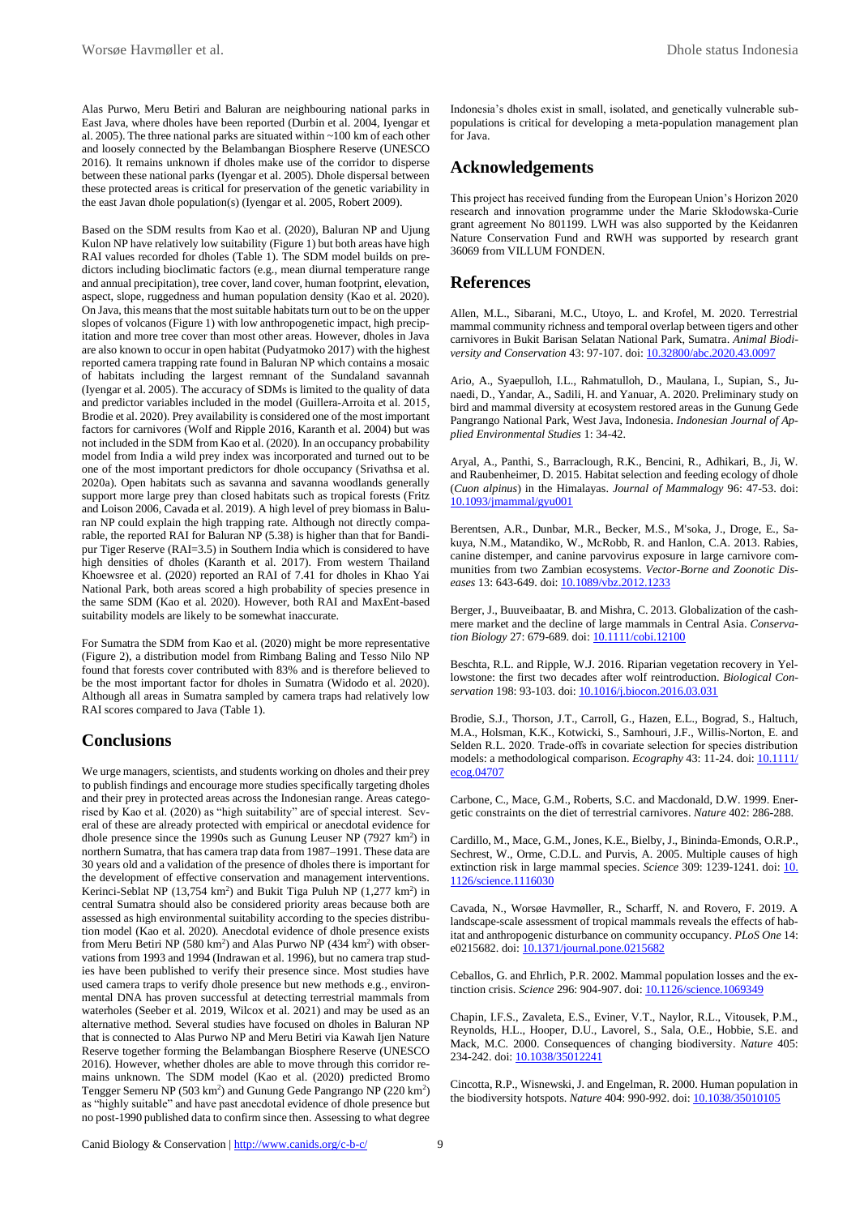Alas Purwo, Meru Betiri and Baluran are neighbouring national parks in East Java, where dholes have been reported (Durbin et al. 2004, Iyengar et al. 2005). The three national parks are situated within ~100 km of each other and loosely connected by the Belambangan Biosphere Reserve (UNESCO 2016). It remains unknown if dholes make use of the corridor to disperse between these national parks (Iyengar et al. 2005). Dhole dispersal between these protected areas is critical for preservation of the genetic variability in the east Javan dhole population(s) (Iyengar et al. 2005, Robert 2009).

Based on the SDM results from Kao et al. (2020), Baluran NP and Ujung Kulon NP have relatively low suitability (Figure 1) but both areas have high RAI values recorded for dholes (Table 1). The SDM model builds on predictors including bioclimatic factors (e.g., mean diurnal temperature range and annual precipitation), tree cover, land cover, human footprint, elevation, aspect, slope, ruggedness and human population density (Kao et al. 2020). On Java, this means that the most suitable habitats turn out to be on the upper slopes of volcanos (Figure 1) with low anthropogenetic impact, high precipitation and more tree cover than most other areas. However, dholes in Java are also known to occur in open habitat (Pudyatmoko 2017) with the highest reported camera trapping rate found in Baluran NP which contains a mosaic of habitats including the largest remnant of the Sundaland savannah (Iyengar et al. 2005). The accuracy of SDMs is limited to the quality of data and predictor variables included in the model (Guillera-Arroita et al. 2015, Brodie et al. 2020). Prey availability is considered one of the most important factors for carnivores (Wolf and Ripple 2016, Karanth et al. 2004) but was not included in the SDM from Kao et al. (2020). In an occupancy probability model from India a wild prey index was incorporated and turned out to be one of the most important predictors for dhole occupancy (Srivathsa et al. 2020a). Open habitats such as savanna and savanna woodlands generally support more large prey than closed habitats such as tropical forests (Fritz and Loison 2006, Cavada et al. 2019). A high level of prey biomass in Baluran NP could explain the high trapping rate. Although not directly comparable, the reported RAI for Baluran NP (5.38) is higher than that for Bandipur Tiger Reserve (RAI=3.5) in Southern India which is considered to have high densities of dholes (Karanth et al. 2017). From western Thailand Khoewsree et al. (2020) reported an RAI of 7.41 for dholes in Khao Yai National Park, both areas scored a high probability of species presence in the same SDM (Kao et al. 2020). However, both RAI and MaxEnt-based suitability models are likely to be somewhat inaccurate.

For Sumatra the SDM from Kao et al. (2020) might be more representative (Figure 2), a distribution model from Rimbang Baling and Tesso Nilo NP found that forests cover contributed with 83% and is therefore believed to be the most important factor for dholes in Sumatra (Widodo et al. 2020). Although all areas in Sumatra sampled by camera traps had relatively low RAI scores compared to Java (Table 1).

## Conclusions

We urge managers, scientists, and students working on dholes and their prey to publish findings and encourage more studies specifically targeting dholes and their prey in protected areas across the Indonesian range. Areas categorised by Kao et al. (2020) as "high suitability" are of special interest. Several of these are already protected with empirical or anecdotal evidence for dhole presence since the 1990s such as Gunung Leuser NP (7927 km$^2$) in northern Sumatra, that has camera trap data from 1987–1991. These data are 30 years old and a validation of the presence of dholes there is important for the development of effective conservation and management interventions. Kerinci-Seblat NP (13,754 km$^2$) and Bukit Tiga Puluh NP (1,277 km$^2$) in central Sumatra should also be considered priority areas because both are assessed as high environmental suitability according to the species distribution model (Kao et al. 2020). Anecdotal evidence of dhole presence exists from Meru Betiri NP (580 km$^2$) and Alas Purwo NP (434 km$^2$) with observations from 1993 and 1994 (Indrawan et al. 1996), but no camera trap studies have been published to verify their presence since. Most studies have used camera traps to verify dhole presence but new methods e.g., environmental DNA has proven successful at detecting terrestrial mammals from waterholes (Seeber et al. 2019, Wilcox et al. 2021) and may be used as an alternative method. Several studies have focused on dholes in Baluran NP that is connected to Alas Purwo NP and Meru Betiri via Kawah Ijen Nature Reserve together forming the Belambangan Biosphere Reserve (UNESCO 2016). However, whether dholes are able to move through this corridor remains unknown. The SDM model (Kao et al. (2020) predicted Bromo Tengger Semeru NP (503 km$^2$) and Gunung Gede Pangrango NP (220 km$^2$) as "highly suitable" and have past anecdotal evidence of dhole presence but no post-1990 published data to confirm since then. Assessing to what degree Indonesia's dholes exist in small, isolated, and genetically vulnerable subpopulations is critical for developing a meta-population management plan for Java.

## Acknowledgements

This project has received funding from the European Union's Horizon 2020 research and innovation programme under the Marie Skłodowska-Curie grant agreement No 801199. LWH was also supported by the Keidanren Nature Conservation Fund and RWH was supported by research grant 36069 from VILLUM FONDEN.

## References

Allen, M.L., Sibarani, M.C., Utoyo, L. and Krofel, M. 2020. Terrestrial mammal community richness and temporal overlap between tigers and other carnivores in Bukit Barisan Selatan National Park, Sumatra. *Animal Biodiversity and Conservation* 43: 97-107. doi: 10.32800/abc.2020.43.0097

Ario, A., Syaepulloh, I.L., Rahmatulloh, D., Maulana, I., Supian, S., Junaedi, D., Yandar, A., Sadili, H. and Yanuar, A. 2020. Preliminary study on bird and mammal diversity at ecosystem restored areas in the Gunung Gede Pangrango National Park, West Java, Indonesia. *Indonesian Journal of Applied Environmental Studies* 1: 34-42.

Aryal, A., Panthi, S., Barraclough, R.K., Bencini, R., Adhikari, B., Ji, W. and Raubenheimer, D. 2015. Habitat selection and feeding ecology of dhole (*Cuon alpinus*) in the Himalayas. *Journal of Mammalogy* 96: 47-53. doi: 10.1093/jmammal/gyu001

Berentsen, A.R., Dunbar, M.R., Becker, M.S., M'soka, J., Droge, E., Sakuya, N.M., Matandiko, W., McRobb, R. and Hanlon, C.A. 2013. Rabies, canine distemper, and canine parvovirus exposure in large carnivore communities from two Zambian ecosystems. *Vector-Borne and Zoonotic Diseases* 13: 643-649. doi: 10.1089/vbz.2012.1233

Berger, J., Buuveibaatar, B. and Mishra, C. 2013. Globalization of the cashmere market and the decline of large mammals in Central Asia. *Conservation Biology* 27: 679-689. doi: 10.1111/cobi.12100

Beschta, R.L. and Ripple, W.J. 2016. Riparian vegetation recovery in Yellowstone: the first two decades after wolf reintroduction. *Biological Conservation* 198: 93-103. doi: 10.1016/j.biocon.2016.03.031

Brodie, S.J., Thorson, J.T., Carroll, G., Hazen, E.L., Bograd, S., Haltuch, M.A., Holsman, K.K., Kotwicki, S., Samhouri, J.F., Willis-Norton, E. and Selden R.L. 2020. Trade-offs in covariate selection for species distribution models: a methodological comparison. *Ecography* 43: 11-24. doi: 10.1111/ecog.04707

Carbone, C., Mace, G.M., Roberts, S.C. and Macdonald, D.W. 1999. Energetic constraints on the diet of terrestrial carnivores. *Nature* 402: 286-288.

Cardillo, M., Mace, G.M., Jones, K.E., Bielby, J., Bininda-Emonds, O.R.P., Sechrest, W., Orme, C.D.L. and Purvis, A. 2005. Multiple causes of high extinction risk in large mammal species. *Science* 309: 1239-1241. doi: 10.1126/science.1116030

Cavada, N., Worsøe Havmøller, R., Scharff, N. and Rovero, F. 2019. A landscape-scale assessment of tropical mammals reveals the effects of habitat and anthropogenic disturbance on community occupancy. *PLoS One* 14: e0215682. doi: 10.1371/journal.pone.0215682

Ceballos, G. and Ehrlich, P.R. 2002. Mammal population losses and the extinction crisis. *Science* 296: 904-907. doi: 10.1126/science.1069349

Chapin, I.F.S., Zavaleta, E.S., Eviner, V.T., Naylor, R.L., Vitousek, P.M., Reynolds, H.L., Hooper, D.U., Lavorel, S., Sala, O.E., Hobbie, S.E. and Mack, M.C. 2000. Consequences of changing biodiversity. *Nature* 405: 234-242. doi: 10.1038/35012241

Cincotta, R.P., Wisnewski, J. and Engelman, R. 2000. Human population in the biodiversity hotspots. *Nature* 404: 990-992. doi: 10.1038/35010105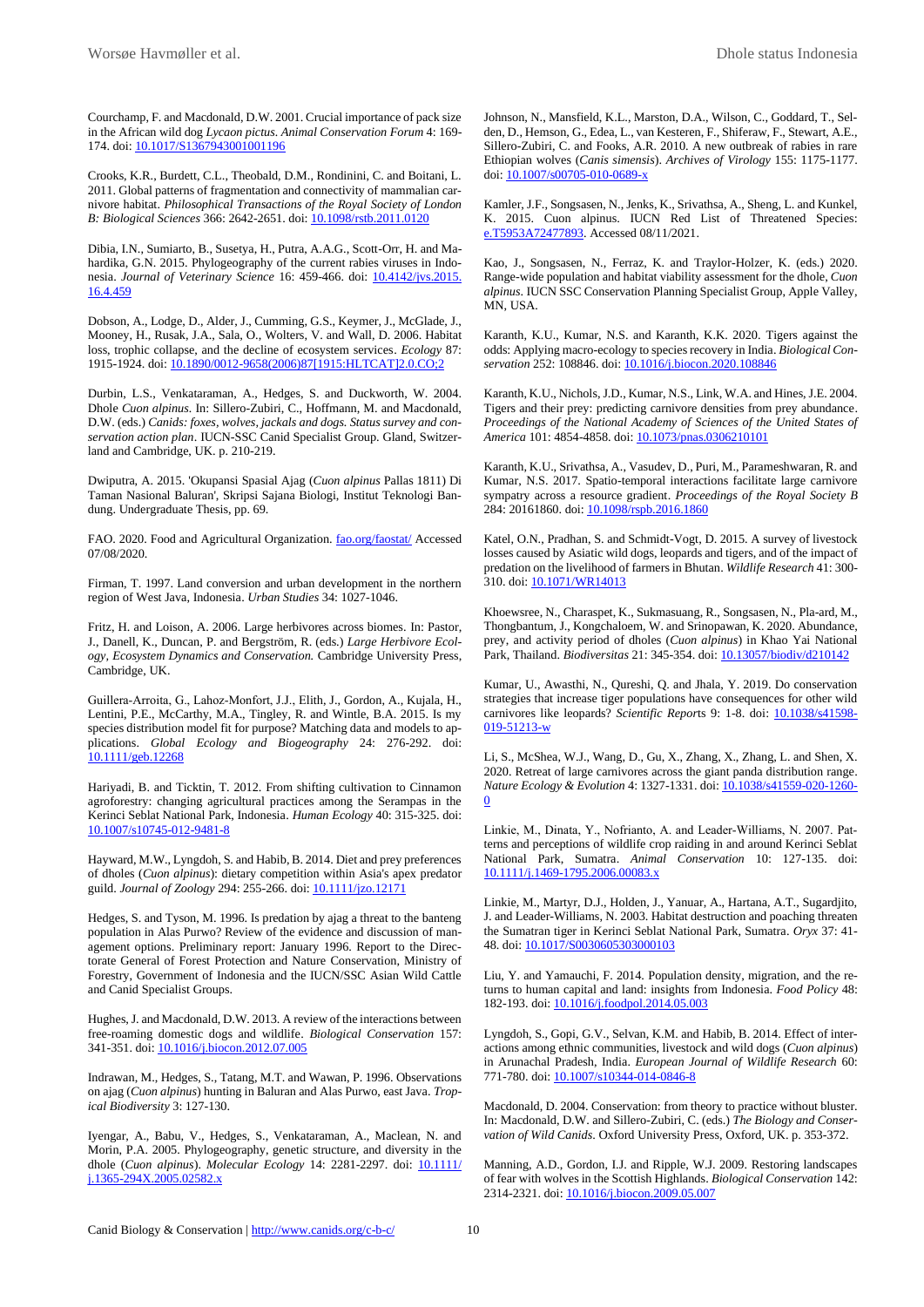Courchamp, F. and Macdonald, D.W. 2001. Crucial importance of pack size in the African wild dog *Lycaon pictus*. *Animal Conservation Forum* 4: 169-174. doi: 10.1017/S1367943001001196

Crooks, K.R., Burdett, C.L., Theobald, D.M., Rondinini, C. and Boitani, L. 2011. Global patterns of fragmentation and connectivity of mammalian carnivore habitat. *Philosophical Transactions of the Royal Society of London B: Biological Sciences* 366: 2642-2651. doi: 10.1098/rstb.2011.0120

Dibia, I.N., Sumiarto, B., Susetya, H., Putra, A.A.G., Scott-Orr, H. and Mahardika, G.N. 2015. Phylogeography of the current rabies viruses in Indonesia. *Journal of Veterinary Science* 16: 459-466. doi: 10.4142/jvs.2015.16.4.459

Dobson, A., Lodge, D., Alder, J., Cumming, G.S., Keymer, J., McGlade, J., Mooney, H., Rusak, J.A., Sala, O., Wolters, V. and Wall, D. 2006. Habitat loss, trophic collapse, and the decline of ecosystem services. *Ecology* 87: 1915-1924. doi: 10.1890/0012-9658(2006)87[1915:HLTCAT]2.0.CO;2

Durbin, L.S., Venkataraman, A., Hedges, S. and Duckworth, W. 2004. Dhole *Cuon alpinus*. In: Sillero-Zubiri, C., Hoffmann, M. and Macdonald, D.W. (eds.) *Canids: foxes, wolves, jackals and dogs. Status survey and conservation action plan*. IUCN-SSC Canid Specialist Group. Gland, Switzerland and Cambridge, UK. p. 210-219.

Dwiputra, A. 2015. 'Okupansi Spasial Ajag (*Cuon alpinus* Pallas 1811) Di Taman Nasional Baluran', Skripsi Sajana Biologi, Institut Teknologi Bandung. Undergraduate Thesis, pp. 69.

FAO. 2020. Food and Agricultural Organization. fao.org/faostat/ Accessed 07/08/2020.

Firman, T. 1997. Land conversion and urban development in the northern region of West Java, Indonesia. *Urban Studies* 34: 1027-1046.

Fritz, H. and Loison, A. 2006. Large herbivores across biomes. In: Pastor, J., Danell, K., Duncan, P. and Bergström, R. (eds.) *Large Herbivore Ecology, Ecosystem Dynamics and Conservation.* Cambridge University Press, Cambridge, UK.

Guillera-Arroita, G., Lahoz-Monfort, J.J., Elith, J., Gordon, A., Kujala, H., Lentini, P.E., McCarthy, M.A., Tingley, R. and Wintle, B.A. 2015. Is my species distribution model fit for purpose? Matching data and models to applications. *Global Ecology and Biogeography* 24: 276-292. doi: 10.1111/geb.12268

Hariyadi, B. and Ticktin, T. 2012. From shifting cultivation to Cinnamon agroforestry: changing agricultural practices among the Serampas in the Kerinci Seblat National Park, Indonesia. *Human Ecology* 40: 315-325. doi: 10.1007/s10745-012-9481-8

Hayward, M.W., Lyngdoh, S. and Habib, B. 2014. Diet and prey preferences of dholes (*Cuon alpinus*): dietary competition within Asia's apex predator guild. *Journal of Zoology* 294: 255-266. doi: 10.1111/jzo.12171

Hedges, S. and Tyson, M. 1996. Is predation by ajag a threat to the banteng population in Alas Purwo? Review of the evidence and discussion of management options. Preliminary report: January 1996. Report to the Directorate General of Forest Protection and Nature Conservation, Ministry of Forestry, Government of Indonesia and the IUCN/SSC Asian Wild Cattle and Canid Specialist Groups.

Hughes, J. and Macdonald, D.W. 2013. A review of the interactions between free-roaming domestic dogs and wildlife. *Biological Conservation* 157: 341-351. doi: 10.1016/j.biocon.2012.07.005

Indrawan, M., Hedges, S., Tatang, M.T. and Wawan, P. 1996. Observations on ajag (*Cuon alpinus*) hunting in Baluran and Alas Purwo, east Java. *Tropical Biodiversity* 3: 127-130.

Iyengar, A., Babu, V., Hedges, S., Venkataraman, A., Maclean, N. and Morin, P.A. 2005. Phylogeography, genetic structure, and diversity in the dhole (*Cuon alpinus*). *Molecular Ecology* 14: 2281-2297. doi: 10.1111/j.1365-294X.2005.02582.x

Johnson, N., Mansfield, K.L., Marston, D.A., Wilson, C., Goddard, T., Selden, D., Hemson, G., Edea, L., van Kesteren, F., Shiferaw, F., Stewart, A.E., Sillero-Zubiri, C. and Fooks, A.R. 2010. A new outbreak of rabies in rare Ethiopian wolves (*Canis simensis*). *Archives of Virology* 155: 1175-1177. doi: 10.1007/s00705-010-0689-x

Kamler, J.F., Songsasen, N., Jenks, K., Srivathsa, A., Sheng, L. and Kunkel, K. 2015. Cuon alpinus. IUCN Red List of Threatened Species: e.T5953A72477893. Accessed 08/11/2021.

Kao, J., Songsasen, N., Ferraz, K. and Traylor-Holzer, K. (eds.) 2020. Range-wide population and habitat viability assessment for the dhole, *Cuon alpinus*. IUCN SSC Conservation Planning Specialist Group, Apple Valley, MN, USA.

Karanth, K.U., Kumar, N.S. and Karanth, K.K. 2020. Tigers against the odds: Applying macro-ecology to species recovery in India. *Biological Conservation* 252: 108846. doi: 10.1016/j.biocon.2020.108846

Karanth, K.U., Nichols, J.D., Kumar, N.S., Link, W.A. and Hines, J.E. 2004. Tigers and their prey: predicting carnivore densities from prey abundance. *Proceedings of the National Academy of Sciences of the United States of America* 101: 4854-4858. doi: 10.1073/pnas.0306210101

Karanth, K.U., Srivathsa, A., Vasudev, D., Puri, M., Parameshwaran, R. and Kumar, N.S. 2017. Spatio-temporal interactions facilitate large carnivore sympatry across a resource gradient. *Proceedings of the Royal Society B* 284: 20161860. doi: 10.1098/rspb.2016.1860

Katel, O.N., Pradhan, S. and Schmidt-Vogt, D. 2015. A survey of livestock losses caused by Asiatic wild dogs, leopards and tigers, and of the impact of predation on the livelihood of farmers in Bhutan. *Wildlife Research* 41: 300-310. doi: 10.1071/WR14013

Khoewsree, N., Charaspet, K., Sukmasuang, R., Songsasen, N., Pla-ard, M., Thongbantum, J., Kongchaloem, W. and Srinopawan, K. 2020. Abundance, prey, and activity period of dholes (*Cuon alpinus*) in Khao Yai National Park, Thailand. *Biodiversitas* 21: 345-354. doi: 10.13057/biodiv/d210142

Kumar, U., Awasthi, N., Qureshi, Q. and Jhala, Y. 2019. Do conservation strategies that increase tiger populations have consequences for other wild carnivores like leopards? *Scientific Reports* 9: 1-8. doi: 10.1038/s41598-019-51213-w

Li, S., McShea, W.J., Wang, D., Gu, X., Zhang, X., Zhang, L. and Shen, X. 2020. Retreat of large carnivores across the giant panda distribution range. *Nature Ecology & Evolution* 4: 1327-1331. doi: 10.1038/s41559-020-1260-0

Linkie, M., Dinata, Y., Nofrianto, A. and Leader-Williams, N. 2007. Patterns and perceptions of wildlife crop raiding in and around Kerinci Seblat National Park, Sumatra. *Animal Conservation* 10: 127-135. doi: 10.1111/j.1469-1795.2006.00083.x

Linkie, M., Martyr, D.J., Holden, J., Yanuar, A., Hartana, A.T., Sugardjito, J. and Leader-Williams, N. 2003. Habitat destruction and poaching threaten the Sumatran tiger in Kerinci Seblat National Park, Sumatra. *Oryx* 37: 41-48. doi: 10.1017/S0030605303000103

Liu, Y. and Yamauchi, F. 2014. Population density, migration, and the returns to human capital and land: insights from Indonesia. *Food Policy* 48: 182-193. doi: 10.1016/j.foodpol.2014.05.003

Lyngdoh, S., Gopi, G.V., Selvan, K.M. and Habib, B. 2014. Effect of interactions among ethnic communities, livestock and wild dogs (*Cuon alpinus*) in Arunachal Pradesh, India. *European Journal of Wildlife Research* 60: 771-780. doi: 10.1007/s10344-014-0846-8

Macdonald, D. 2004. Conservation: from theory to practice without bluster. In: Macdonald, D.W. and Sillero-Zubiri, C. (eds.) *The Biology and Conservation of Wild Canids*. Oxford University Press, Oxford, UK. p. 353-372.

Manning, A.D., Gordon, I.J. and Ripple, W.J. 2009. Restoring landscapes of fear with wolves in the Scottish Highlands. *Biological Conservation* 142: 2314-2321. doi: 10.1016/j.biocon.2009.05.007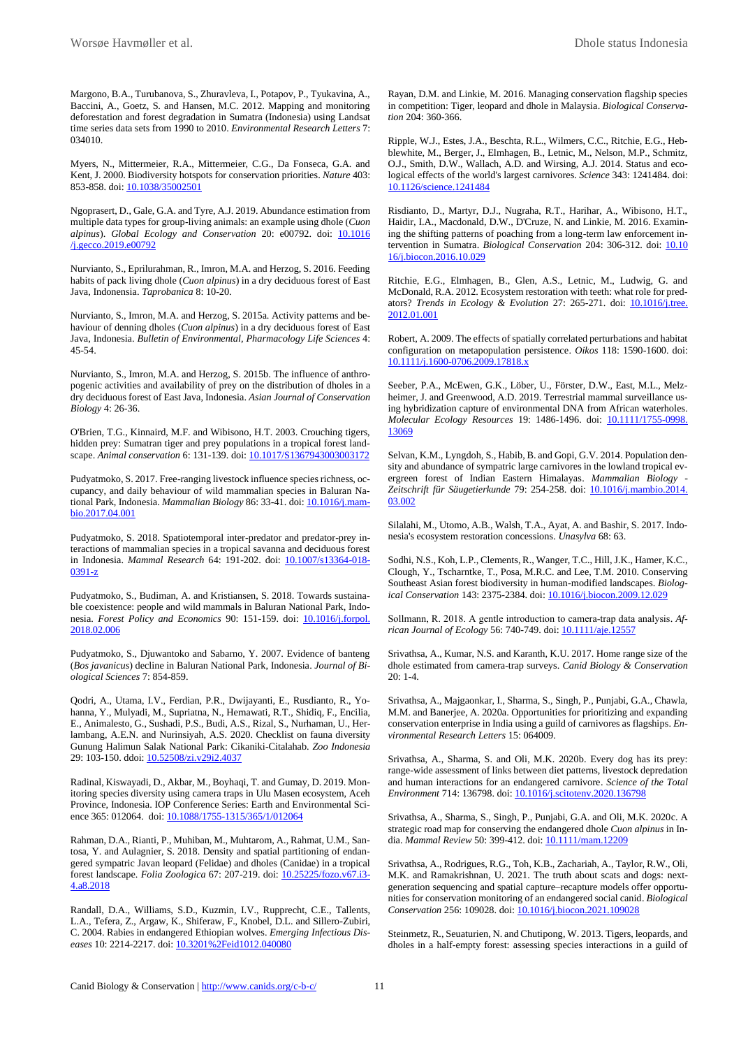Margono, B.A., Turubanova, S., Zhuravleva, I., Potapov, P., Tyukavina, A., Baccini, A., Goetz, S. and Hansen, M.C. 2012. Mapping and monitoring deforestation and forest degradation in Sumatra (Indonesia) using Landsat time series data sets from 1990 to 2010. *Environmental Research Letters* 7: 034010.

Myers, N., Mittermeier, R.A., Mittermeier, C.G., Da Fonseca, G.A. and Kent, J. 2000. Biodiversity hotspots for conservation priorities. *Nature* 403: 853-858. doi: 10.1038/35002501

Ngoprasert, D., Gale, G.A. and Tyre, A.J. 2019. Abundance estimation from multiple data types for group-living animals: an example using dhole (*Cuon alpinus*). *Global Ecology and Conservation* 20: e00792. doi: 10.1016/j.gecco.2019.e00792

Nurvianto, S., Eprilurahman, R., Imron, M.A. and Herzog, S. 2016. Feeding habits of pack living dhole (*Cuon alpinus*) in a dry deciduous forest of East Java, Indonesia. *Taprobanica* 8: 10-20.

Nurvianto, S., Imron, M.A. and Herzog, S. 2015a. Activity patterns and behaviour of denning dholes (*Cuon alpinus*) in a dry deciduous forest of East Java, Indonesia. *Bulletin of Environmental, Pharmacology Life Sciences* 4: 45-54.

Nurvianto, S., Imron, M.A. and Herzog, S. 2015b. The influence of anthropogenic activities and availability of prey on the distribution of dholes in a dry deciduous forest of East Java, Indonesia. *Asian Journal of Conservation Biology* 4: 26-36.

O'Brien, T.G., Kinnaird, M.F. and Wibisono, H.T. 2003. Crouching tigers, hidden prey: Sumatran tiger and prey populations in a tropical forest landscape. *Animal conservation* 6: 131-139. doi: 10.1017/S1367943003003172

Pudyatmoko, S. 2017. Free-ranging livestock influence species richness, occupancy, and daily behaviour of wild mammalian species in Baluran National Park, Indonesia. *Mammalian Biology* 86: 33-41. doi: 10.1016/j.mambio.2017.04.001

Pudyatmoko, S. 2018. Spatiotemporal inter-predator and predator-prey interactions of mammalian species in a tropical savanna and deciduous forest in Indonesia. *Mammal Research* 64: 191-202. doi: 10.1007/s13364-018-0391-z

Pudyatmoko, S., Budiman, A. and Kristiansen, S. 2018. Towards sustainable coexistence: people and wild mammals in Baluran National Park, Indonesia. *Forest Policy and Economics* 90: 151-159. doi: 10.1016/j.forpol.2018.02.006

Pudyatmoko, S., Djuwantoko and Sabarno, Y. 2007. Evidence of banteng (*Bos javanicus*) decline in Baluran National Park, Indonesia. *Journal of Biological Sciences* 7: 854-859.

Qodri, A., Utama, I.V., Ferdian, P.R., Dwijayanti, E., Rusdianto, R., Yohanna, Y., Mulyadi, M., Supriatna, N., Hernawati, R.T., Shidiq, F., Encilia, E., Animalesto, G., Sushadi, P.S., Budi, A.S., Rizal, S., Nurhaman, U., Herlambang, A.E.N. and Nurinsiyah, A.S. 2020. Checklist on fauna diversity Gunung Halimun Salak National Park: Cikaniki-Citalahab. *Zoo Indonesia* 29: 103-150. ddoi: 10.52508/zi.v29i2.4037

Radinal, Kiswayadi, D., Akbar, M., Boyhaqi, T. and Gumay, D. 2019. Monitoring species diversity using camera traps in Ulu Masen ecosystem, Aceh Province, Indonesia. IOP Conference Series: Earth and Environmental Science 365: 012064. doi: 10.1088/1755-1315/365/1/012064

Rahman, D.A., Rianti, P., Muhiban, M., Muhtarom, A., Rahmat, U.M., Santosa, Y. and Aulagnier, S. 2018. Density and spatial partitioning of endangered sympatric Javan leopard (Felidae) and dholes (Canidae) in a tropical forest landscape. *Folia Zoologica* 67: 207-219. doi: 10.25225/fozo.v67.i3-4.a8.2018

Randall, D.A., Williams, S.D., Kuzmin, I.V., Rupprecht, C.E., Tallents, L.A., Tefera, Z., Argaw, K., Shiferaw, F., Knobel, D.L. and Sillero-Zubiri, C. 2004. Rabies in endangered Ethiopian wolves. *Emerging Infectious Diseases* 10: 2214-2217. doi: 10.3201%2Feid1012.040080

Rayan, D.M. and Linkie, M. 2016. Managing conservation flagship species in competition: Tiger, leopard and dhole in Malaysia. *Biological Conservation* 204: 360-366.

Ripple, W.J., Estes, J.A., Beschta, R.L., Wilmers, C.C., Ritchie, E.G., Hebblewhite, M., Berger, J., Elmhagen, B., Letnic, M., Nelson, M.P., Schmitz, O.J., Smith, D.W., Wallach, A.D. and Wirsing, A.J. 2014. Status and ecological effects of the world's largest carnivores. *Science* 343: 1241484. doi: 10.1126/science.1241484

Risdianto, D., Martyr, D.J., Nugraha, R.T., Harihar, A., Wibisono, H.T., Haidir, I.A., Macdonald, D.W., D'Cruze, N. and Linkie, M. 2016. Examining the shifting patterns of poaching from a long-term law enforcement intervention in Sumatra. *Biological Conservation* 204: 306-312. doi: 10.1016/j.biocon.2016.10.029

Ritchie, E.G., Elmhagen, B., Glen, A.S., Letnic, M., Ludwig, G. and McDonald, R.A. 2012. Ecosystem restoration with teeth: what role for predators? *Trends in Ecology & Evolution* 27: 265-271. doi: 10.1016/j.tree.2012.01.001

Robert, A. 2009. The effects of spatially correlated perturbations and habitat configuration on metapopulation persistence. *Oikos* 118: 1590-1600. doi: 10.1111/j.1600-0706.2009.17818.x

Seeber, P.A., McEwen, G.K., Löber, U., Förster, D.W., East, M.L., Melzheimer, J. and Greenwood, A.D. 2019. Terrestrial mammal surveillance using hybridization capture of environmental DNA from African waterholes. *Molecular Ecology Resources* 19: 1486-1496. doi: 10.1111/1755-0998.13069

Selvan, K.M., Lyngdoh, S., Habib, B. and Gopi, G.V. 2014. Population density and abundance of sympatric large carnivores in the lowland tropical evergreen forest of Indian Eastern Himalayas. *Mammalian Biology - Zeitschrift für Säugetierkunde* 79: 254-258. doi: 10.1016/j.mambio.2014.03.002

Silalahi, M., Utomo, A.B., Walsh, T.A., Ayat, A. and Bashir, S. 2017. Indonesia's ecosystem restoration concessions. *Unasylva* 68: 63.

Sodhi, N.S., Koh, L.P., Clements, R., Wanger, T.C., Hill, J.K., Hamer, K.C., Clough, Y., Tscharntke, T., Posa, M.R.C. and Lee, T.M. 2010. Conserving Southeast Asian forest biodiversity in human-modified landscapes. *Biological Conservation* 143: 2375-2384. doi: 10.1016/j.biocon.2009.12.029

Sollmann, R. 2018. A gentle introduction to camera-trap data analysis. *African Journal of Ecology* 56: 740-749. doi: 10.1111/aje.12557

Srivathsa, A., Kumar, N.S. and Karanth, K.U. 2017. Home range size of the dhole estimated from camera-trap surveys. *Canid Biology & Conservation* 20: 1-4.

Srivathsa, A., Majgaonkar, I., Sharma, S., Singh, P., Punjabi, G.A., Chawla, M.M. and Banerjee, A. 2020a. Opportunities for prioritizing and expanding conservation enterprise in India using a guild of carnivores as flagships. *Environmental Research Letters* 15: 064009.

Srivathsa, A., Sharma, S. and Oli, M.K. 2020b. Every dog has its prey: range-wide assessment of links between diet patterns, livestock depredation and human interactions for an endangered carnivore. *Science of the Total Environment* 714: 136798. doi: 10.1016/j.scitotenv.2020.136798

Srivathsa, A., Sharma, S., Singh, P., Punjabi, G.A. and Oli, M.K. 2020c. A strategic road map for conserving the endangered dhole *Cuon alpinus* in India. *Mammal Review* 50: 399-412. doi: 10.1111/mam.12209

Srivathsa, A., Rodrigues, R.G., Toh, K.B., Zachariah, A., Taylor, R.W., Oli, M.K. and Ramakrishnan, U. 2021. The truth about scats and dogs: next-generation sequencing and spatial capture–recapture models offer opportunities for conservation monitoring of an endangered social canid. *Biological Conservation* 256: 109028. doi: 10.1016/j.biocon.2021.109028

Steinmetz, R., Seuaturien, N. and Chutipong, W. 2013. Tigers, leopards, and dholes in a half-empty forest: assessing species interactions in a guild of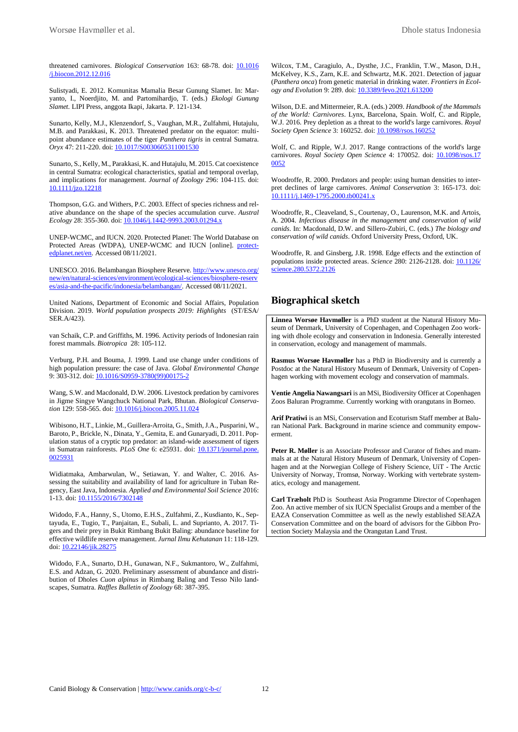threatened carnivores. *Biological Conservation* 163: 68-78. doi: [10.1016/j.biocon.2012.12.016](https://doi.org/10.1016/j.biocon.2012.12.016)

Sulistyadi, E. 2012. Komunitas Mamalia Besar Gunung Slamet. In: Maryanto, I., Noerdjito, M. and Partomihardjo, T. (eds.) *Ekologi Gunung Slamet*. LIPI Press, anggota Ikapi, Jakarta. P. 121-134.

Sunarto, Kelly, M.J., Klenzendorf, S., Vaughan, M.R., Zulfahmi, Hutajulu, M.B. and Parakkasi, K. 2013. Threatened predator on the equator: multipoint abundance estimates of the tiger *Panthera tigris* in central Sumatra. *Oryx* 47: 211-220. doi: [10.1017/S0030605311001530](https://doi.org/10.1017/S0030605311001530)

Sunarto, S., Kelly, M., Parakkasi, K. and Hutajulu, M. 2015. Cat coexistence in central Sumatra: ecological characteristics, spatial and temporal overlap, and implications for management. *Journal of Zoology* 296: 104-115. doi: [10.1111/jzo.12218](https://doi.org/10.1111/jzo.12218)

Thompson, G.G. and Withers, P.C. 2003. Effect of species richness and relative abundance on the shape of the species accumulation curve. *Austral Ecology* 28: 355-360. doi: [10.1046/j.1442-9993.2003.01294.x](https://doi.org/10.1046/j.1442-9993.2003.01294.x)

UNEP-WCMC, and IUCN. 2020. Protected Planet: The World Database on Protected Areas (WDPA), UNEP-WCMC and IUCN [online]. [protectedplanet.net/en](https://protectedplanet.net/en). Accessed 08/11/2021.

UNESCO. 2016. Belambangan Biosphere Reserve. [http://www.unesco.org/new/en/natural-sciences/environment/ecological-sciences/biosphere-reserves/asia-and-the-pacific/indonesia/belambangan/](http://www.unesco.org/new/en/natural-sciences/environment/ecological-sciences/biosphere-reserves/asia-and-the-pacific/indonesia/belambangan/). Accessed 08/11/2021.

United Nations, Department of Economic and Social Affairs, Population Division. 2019. *World population prospects 2019: Highlights* (ST/ESA/SER.A/423).

van Schaik, C.P. and Griffiths, M. 1996. Activity periods of Indonesian rain forest mammals. *Biotropica* 28: 105-112.

Verburg, P.H. and Bouma, J. 1999. Land use change under conditions of high population pressure: the case of Java. *Global Environmental Change* 9: 303-312. doi: [10.1016/S0959-3780(99)00175-2](https://doi.org/10.1016/S0959-3780(99)00175-2)

Wang, S.W. and Macdonald, D.W. 2006. Livestock predation by carnivores in Jigme Singye Wangchuck National Park, Bhutan. *Biological Conservation* 129: 558-565. doi: [10.1016/j.biocon.2005.11.024](https://doi.org/10.1016/j.biocon.2005.11.024)

Wibisono, H.T., Linkie, M., Guillera-Arroita, G., Smith, J.A., Pusparini, W., Baroto, P., Brickle, N., Dinata, Y., Gemita, E. and Gunaryadi, D. 2011. Population status of a cryptic top predator: an island-wide assessment of tigers in Sumatran rainforests. *PLoS One* 6: e25931. doi: [10.1371/journal.pone.0025931](https://doi.org/10.1371/journal.pone.0025931)

Widiatmaka, Ambarwulan, W., Setiawan, Y. and Walter, C. 2016. Assessing the suitability and availability of land for agriculture in Tuban Regency, East Java, Indonesia. *Applied and Environmental Soil Science* 2016: 1-13. doi: [10.1155/2016/7302148](https://doi.org/10.1155/2016/7302148)

Widodo, F.A., Hanny, S., Utomo, E.H.S., Zulfahmi, Z., Kusdianto, K., Septayuda, E., Tugio, T., Panjaitan, E., Subali, L. and Suprianto, A. 2017. Tigers and their prey in Bukit Rimbang Bukit Baling: abundance baseline for effective wildlife reserve management. *Jurnal Ilmu Kehutanan* 11: 118-129. doi: [10.22146/jik.28275](https://doi.org/10.22146/jik.28275)

Widodo, F.A., Sunarto, D.H., Gunawan, N.F., Sukmantoro, W., Zulfahmi, E.S. and Adzan, G. 2020. Preliminary assessment of abundance and distribution of Dholes *Cuon alpinus* in Rimbang Baling and Tesso Nilo landscapes, Sumatra. *Raffles Bulletin of Zoology* 68: 387-395.

Wilcox, T.M., Caragiulo, A., Dysthe, J.C., Franklin, T.W., Mason, D.H., McKelvey, K.S., Zarn, K.E. and Schwartz, M.K. 2021. Detection of jaguar (*Panthera onca*) from genetic material in drinking water. *Frontiers in Ecology and Evolution* 9: 289. doi: [10.3389/fevo.2021.613200](https://doi.org/10.3389/fevo.2021.613200)

Wilson, D.E. and Mittermeier, R.A. (eds.) 2009. *Handbook of the Mammals of the World: Carnivores*. Lynx, Barcelona, Spain. Wolf, C. and Ripple, W.J. 2016. Prey depletion as a threat to the world's large carnivores. *Royal Society Open Science* 3: 160252. doi: [10.1098/rsos.160252](https://doi.org/10.1098/rsos.160252)

Wolf, C. and Ripple, W.J. 2017. Range contractions of the world's large carnivores. *Royal Society Open Science* 4: 170052. doi: [10.1098/rsos.170052](https://doi.org/10.1098/rsos.170052)

Woodroffe, R. 2000. Predators and people: using human densities to interpret declines of large carnivores. *Animal Conservation* 3: 165-173. doi: [10.1111/j.1469-1795.2000.tb00241.x](https://doi.org/10.1111/j.1469-1795.2000.tb00241.x)

Woodroffe, R., Cleaveland, S., Courtenay, O., Laurenson, M.K. and Artois, A. 2004. *Infectious disease in the management and conservation of wild canids*. In: Macdonald, D.W. and Sillero-Zubiri, C. (eds.) *The biology and conservation of wild canids*. Oxford University Press, Oxford, UK.

Woodroffe, R. and Ginsberg, J.R. 1998. Edge effects and the extinction of populations inside protected areas. *Science* 280: 2126-2128. doi: [10.1126/science.280.5372.2126](https://doi.org/10.1126/science.280.5372.2126)

## Biographical sketch

**Linnea Worsøe Havmøller** is a PhD student at the Natural History Museum of Denmark, University of Copenhagen, and Copenhagen Zoo working with dhole ecology and conservation in Indonesia. Generally interested in conservation, ecology and management of mammals.

**Rasmus Worsøe Havmøller** has a PhD in Biodiversity and is currently a Postdoc at the Natural History Museum of Denmark, University of Copenhagen working with movement ecology and conservation of mammals.

**Ventie Angelia Nawangsari** is an MSi, Biodiversity Officer at Copenhagen Zoos Baluran Programme. Currently working with orangutans in Borneo.

**Arif Pratiwi** is an MSi, Conservation and Ecoturism Staff member at Baluran National Park. Background in marine science and community empowerment.

**Peter R. Møller** is an Associate Professor and Curator of fishes and mammals at at the Natural History Museum of Denmark, University of Copenhagen and at the Norwegian College of Fishery Science, UiT - The Arctic University of Norway, Tromsø, Norway. Working with vertebrate systematics, ecology and management.

**Carl Træholt** PhD is Southeast Asia Programme Director of Copenhagen Zoo. An active member of six IUCN Specialist Groups and a member of the EAZA Conservation Committee as well as the newly established SEAZA Conservation Committee and on the board of advisors for the Gibbon Protection Society Malaysia and the Orangutan Land Trust.